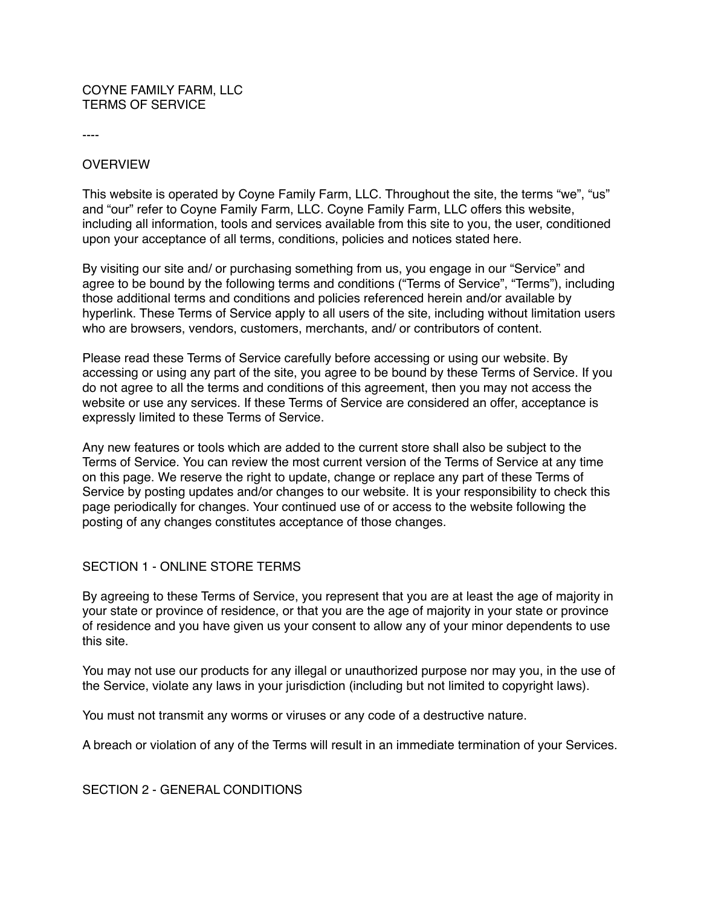# COYNE FAMILY FARM, LLC
# TERMS OF SERVICE

----

## OVERVIEW

This website is operated by Coyne Family Farm, LLC. Throughout the site, the terms “we”, “us” and “our” refer to Coyne Family Farm, LLC. Coyne Family Farm, LLC offers this website, including all information, tools and services available from this site to you, the user, conditioned upon your acceptance of all terms, conditions, policies and notices stated here.

By visiting our site and/ or purchasing something from us, you engage in our “Service” and agree to be bound by the following terms and conditions (“Terms of Service”, “Terms”), including those additional terms and conditions and policies referenced herein and/or available by hyperlink. These Terms of Service apply to all users of the site, including without limitation users who are browsers, vendors, customers, merchants, and/ or contributors of content.

Please read these Terms of Service carefully before accessing or using our website. By accessing or using any part of the site, you agree to be bound by these Terms of Service. If you do not agree to all the terms and conditions of this agreement, then you may not access the website or use any services. If these Terms of Service are considered an offer, acceptance is expressly limited to these Terms of Service.

Any new features or tools which are added to the current store shall also be subject to the Terms of Service. You can review the most current version of the Terms of Service at any time on this page. We reserve the right to update, change or replace any part of these Terms of Service by posting updates and/or changes to our website. It is your responsibility to check this page periodically for changes. Your continued use of or access to the website following the posting of any changes constitutes acceptance of those changes.

## SECTION 1 - ONLINE STORE TERMS

By agreeing to these Terms of Service, you represent that you are at least the age of majority in your state or province of residence, or that you are the age of majority in your state or province of residence and you have given us your consent to allow any of your minor dependents to use this site.

You may not use our products for any illegal or unauthorized purpose nor may you, in the use of the Service, violate any laws in your jurisdiction (including but not limited to copyright laws).

You must not transmit any worms or viruses or any code of a destructive nature.

A breach or violation of any of the Terms will result in an immediate termination of your Services.

## SECTION 2 - GENERAL CONDITIONS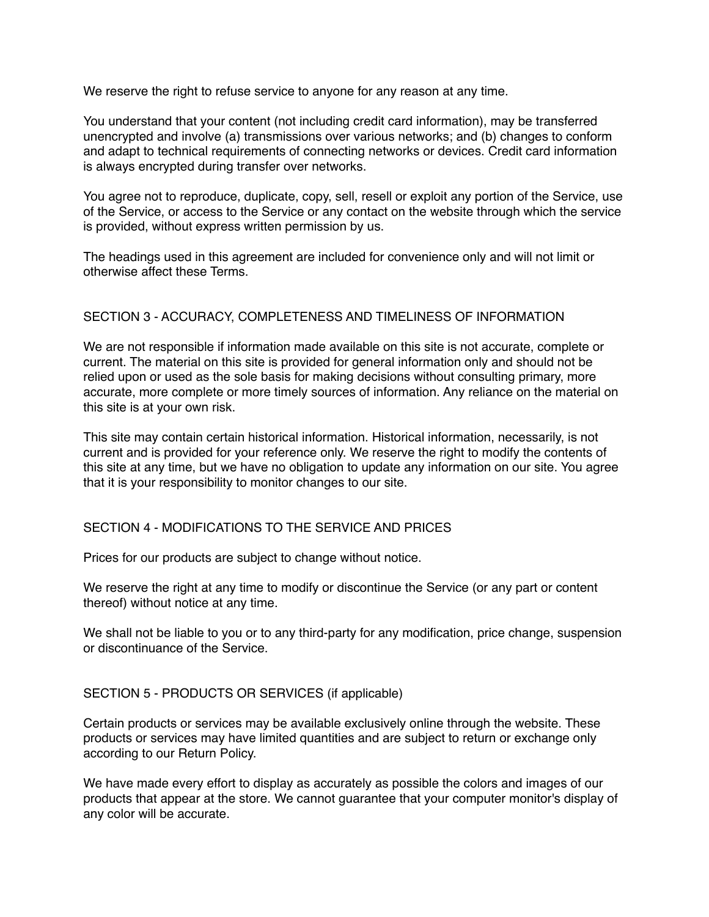We reserve the right to refuse service to anyone for any reason at any time.

You understand that your content (not including credit card information), may be transferred unencrypted and involve (a) transmissions over various networks; and (b) changes to conform and adapt to technical requirements of connecting networks or devices. Credit card information is always encrypted during transfer over networks.

You agree not to reproduce, duplicate, copy, sell, resell or exploit any portion of the Service, use of the Service, or access to the Service or any contact on the website through which the service is provided, without express written permission by us.

The headings used in this agreement are included for convenience only and will not limit or otherwise affect these Terms.

## SECTION 3 - ACCURACY, COMPLETENESS AND TIMELINESS OF INFORMATION

We are not responsible if information made available on this site is not accurate, complete or current. The material on this site is provided for general information only and should not be relied upon or used as the sole basis for making decisions without consulting primary, more accurate, more complete or more timely sources of information. Any reliance on the material on this site is at your own risk.

This site may contain certain historical information. Historical information, necessarily, is not current and is provided for your reference only. We reserve the right to modify the contents of this site at any time, but we have no obligation to update any information on our site. You agree that it is your responsibility to monitor changes to our site.

## SECTION 4 - MODIFICATIONS TO THE SERVICE AND PRICES

Prices for our products are subject to change without notice.

We reserve the right at any time to modify or discontinue the Service (or any part or content thereof) without notice at any time.

We shall not be liable to you or to any third-party for any modification, price change, suspension or discontinuance of the Service.

## SECTION 5 - PRODUCTS OR SERVICES (if applicable)

Certain products or services may be available exclusively online through the website. These products or services may have limited quantities and are subject to return or exchange only according to our Return Policy.

We have made every effort to display as accurately as possible the colors and images of our products that appear at the store. We cannot guarantee that your computer monitor's display of any color will be accurate.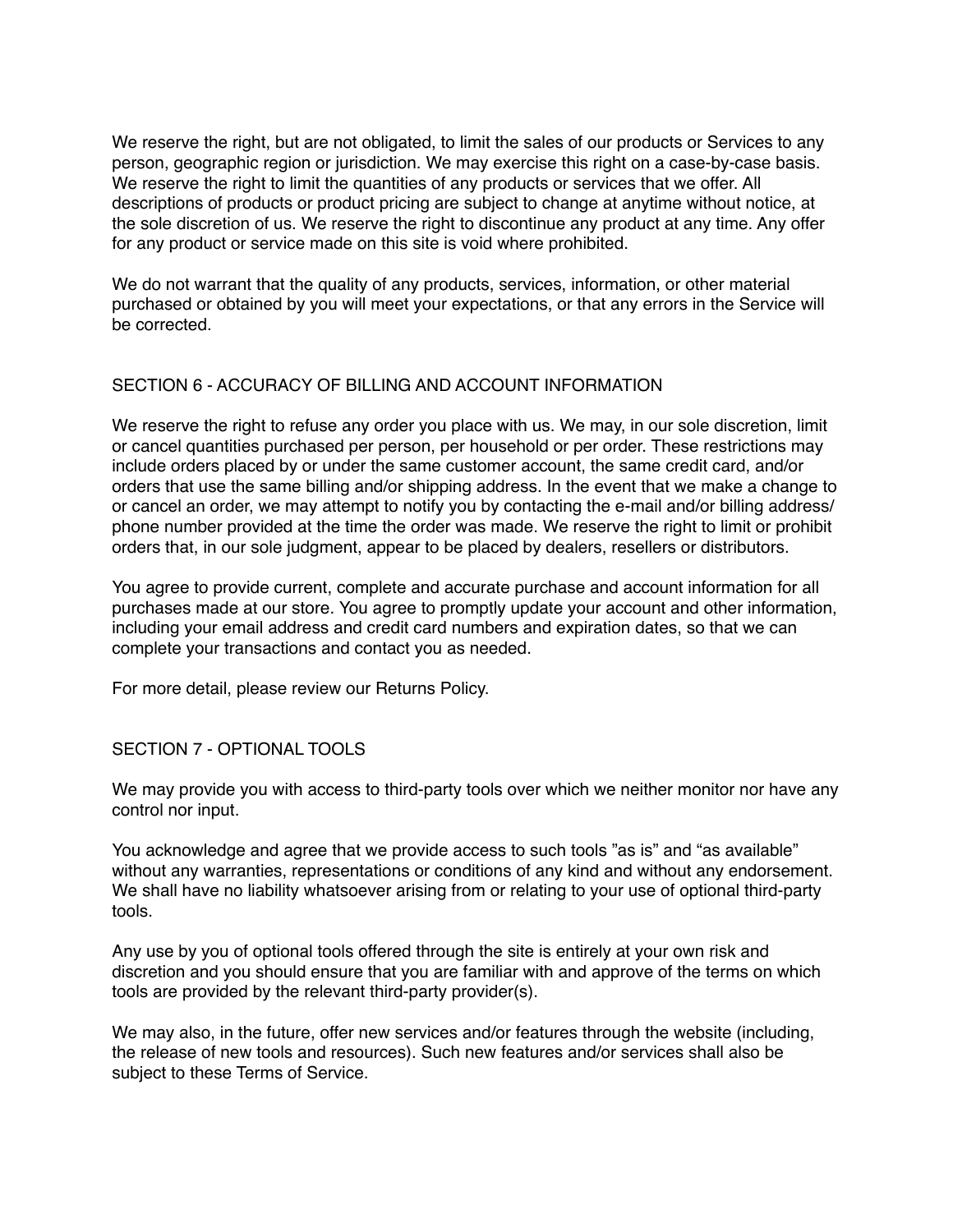We reserve the right, but are not obligated, to limit the sales of our products or Services to any person, geographic region or jurisdiction. We may exercise this right on a case-by-case basis. We reserve the right to limit the quantities of any products or services that we offer. All descriptions of products or product pricing are subject to change at anytime without notice, at the sole discretion of us. We reserve the right to discontinue any product at any time. Any offer for any product or service made on this site is void where prohibited.

We do not warrant that the quality of any products, services, information, or other material purchased or obtained by you will meet your expectations, or that any errors in the Service will be corrected.

## SECTION 6 - ACCURACY OF BILLING AND ACCOUNT INFORMATION

We reserve the right to refuse any order you place with us. We may, in our sole discretion, limit or cancel quantities purchased per person, per household or per order. These restrictions may include orders placed by or under the same customer account, the same credit card, and/or orders that use the same billing and/or shipping address. In the event that we make a change to or cancel an order, we may attempt to notify you by contacting the e-mail and/or billing address/phone number provided at the time the order was made. We reserve the right to limit or prohibit orders that, in our sole judgment, appear to be placed by dealers, resellers or distributors.

You agree to provide current, complete and accurate purchase and account information for all purchases made at our store. You agree to promptly update your account and other information, including your email address and credit card numbers and expiration dates, so that we can complete your transactions and contact you as needed.

For more detail, please review our Returns Policy.

## SECTION 7 - OPTIONAL TOOLS

We may provide you with access to third-party tools over which we neither monitor nor have any control nor input.

You acknowledge and agree that we provide access to such tools "as is" and "as available" without any warranties, representations or conditions of any kind and without any endorsement. We shall have no liability whatsoever arising from or relating to your use of optional third-party tools.

Any use by you of optional tools offered through the site is entirely at your own risk and discretion and you should ensure that you are familiar with and approve of the terms on which tools are provided by the relevant third-party provider(s).

We may also, in the future, offer new services and/or features through the website (including, the release of new tools and resources). Such new features and/or services shall also be subject to these Terms of Service.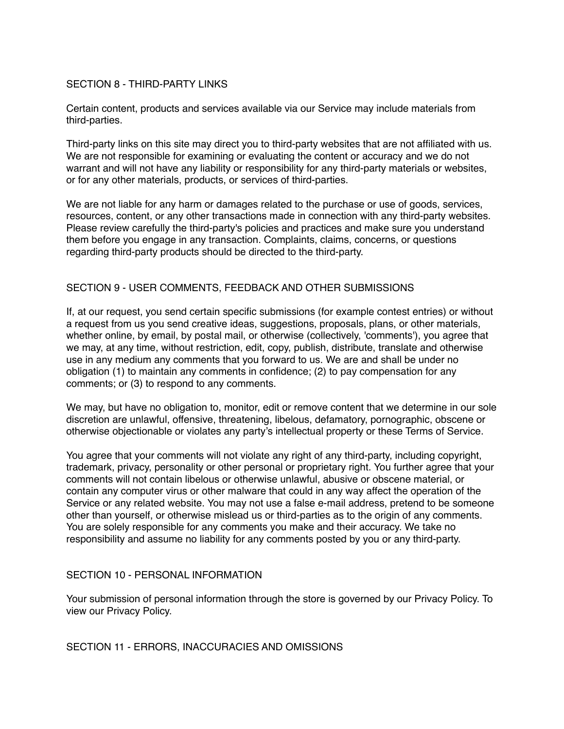## SECTION 8 - THIRD-PARTY LINKS

Certain content, products and services available via our Service may include materials from third-parties.

Third-party links on this site may direct you to third-party websites that are not affiliated with us. We are not responsible for examining or evaluating the content or accuracy and we do not warrant and will not have any liability or responsibility for any third-party materials or websites, or for any other materials, products, or services of third-parties.

We are not liable for any harm or damages related to the purchase or use of goods, services, resources, content, or any other transactions made in connection with any third-party websites. Please review carefully the third-party's policies and practices and make sure you understand them before you engage in any transaction. Complaints, claims, concerns, or questions regarding third-party products should be directed to the third-party.

## SECTION 9 - USER COMMENTS, FEEDBACK AND OTHER SUBMISSIONS

If, at our request, you send certain specific submissions (for example contest entries) or without a request from us you send creative ideas, suggestions, proposals, plans, or other materials, whether online, by email, by postal mail, or otherwise (collectively, 'comments'), you agree that we may, at any time, without restriction, edit, copy, publish, distribute, translate and otherwise use in any medium any comments that you forward to us. We are and shall be under no obligation (1) to maintain any comments in confidence; (2) to pay compensation for any comments; or (3) to respond to any comments.

We may, but have no obligation to, monitor, edit or remove content that we determine in our sole discretion are unlawful, offensive, threatening, libelous, defamatory, pornographic, obscene or otherwise objectionable or violates any party's intellectual property or these Terms of Service.

You agree that your comments will not violate any right of any third-party, including copyright, trademark, privacy, personality or other personal or proprietary right. You further agree that your comments will not contain libelous or otherwise unlawful, abusive or obscene material, or contain any computer virus or other malware that could in any way affect the operation of the Service or any related website. You may not use a false e-mail address, pretend to be someone other than yourself, or otherwise mislead us or third-parties as to the origin of any comments. You are solely responsible for any comments you make and their accuracy. We take no responsibility and assume no liability for any comments posted by you or any third-party.

## SECTION 10 - PERSONAL INFORMATION

Your submission of personal information through the store is governed by our Privacy Policy. To view our Privacy Policy.

## SECTION 11 - ERRORS, INACCURACIES AND OMISSIONS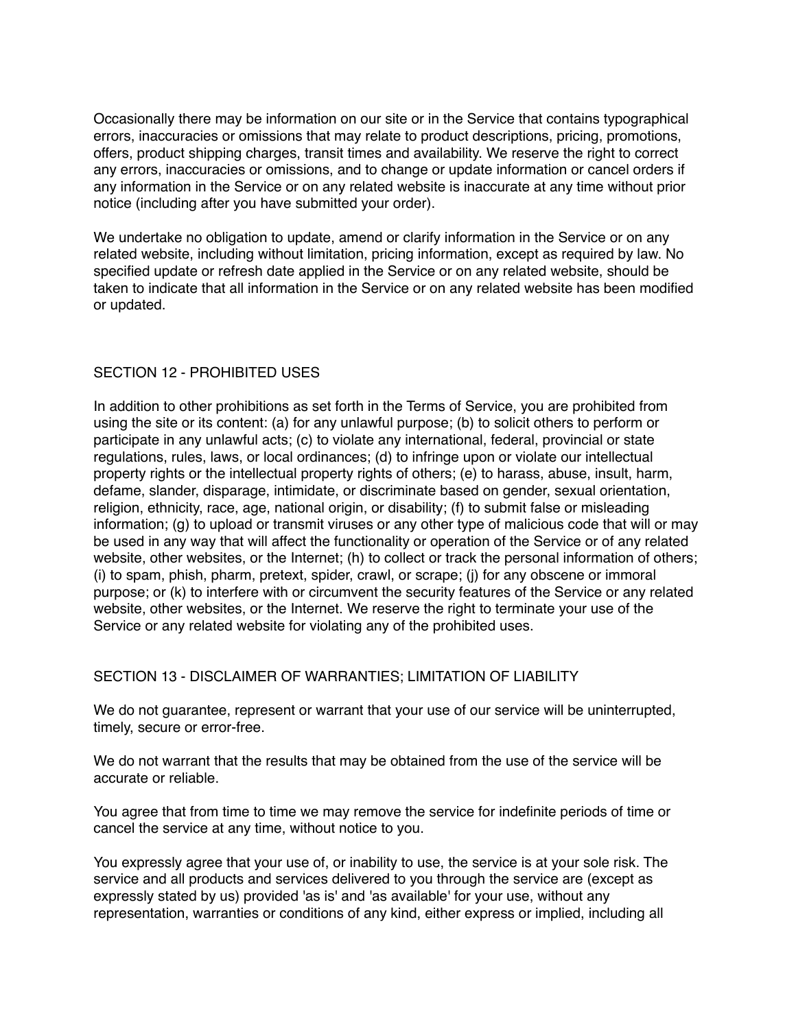Occasionally there may be information on our site or in the Service that contains typographical errors, inaccuracies or omissions that may relate to product descriptions, pricing, promotions, offers, product shipping charges, transit times and availability. We reserve the right to correct any errors, inaccuracies or omissions, and to change or update information or cancel orders if any information in the Service or on any related website is inaccurate at any time without prior notice (including after you have submitted your order).

We undertake no obligation to update, amend or clarify information in the Service or on any related website, including without limitation, pricing information, except as required by law. No specified update or refresh date applied in the Service or on any related website, should be taken to indicate that all information in the Service or on any related website has been modified or updated.

## SECTION 12 - PROHIBITED USES

In addition to other prohibitions as set forth in the Terms of Service, you are prohibited from using the site or its content: (a) for any unlawful purpose; (b) to solicit others to perform or participate in any unlawful acts; (c) to violate any international, federal, provincial or state regulations, rules, laws, or local ordinances; (d) to infringe upon or violate our intellectual property rights or the intellectual property rights of others; (e) to harass, abuse, insult, harm, defame, slander, disparage, intimidate, or discriminate based on gender, sexual orientation, religion, ethnicity, race, age, national origin, or disability; (f) to submit false or misleading information; (g) to upload or transmit viruses or any other type of malicious code that will or may be used in any way that will affect the functionality or operation of the Service or of any related website, other websites, or the Internet; (h) to collect or track the personal information of others; (i) to spam, phish, pharm, pretext, spider, crawl, or scrape; (j) for any obscene or immoral purpose; or (k) to interfere with or circumvent the security features of the Service or any related website, other websites, or the Internet. We reserve the right to terminate your use of the Service or any related website for violating any of the prohibited uses.

## SECTION 13 - DISCLAIMER OF WARRANTIES; LIMITATION OF LIABILITY

We do not guarantee, represent or warrant that your use of our service will be uninterrupted, timely, secure or error-free.

We do not warrant that the results that may be obtained from the use of the service will be accurate or reliable.

You agree that from time to time we may remove the service for indefinite periods of time or cancel the service at any time, without notice to you.

You expressly agree that your use of, or inability to use, the service is at your sole risk. The service and all products and services delivered to you through the service are (except as expressly stated by us) provided 'as is' and 'as available' for your use, without any representation, warranties or conditions of any kind, either express or implied, including all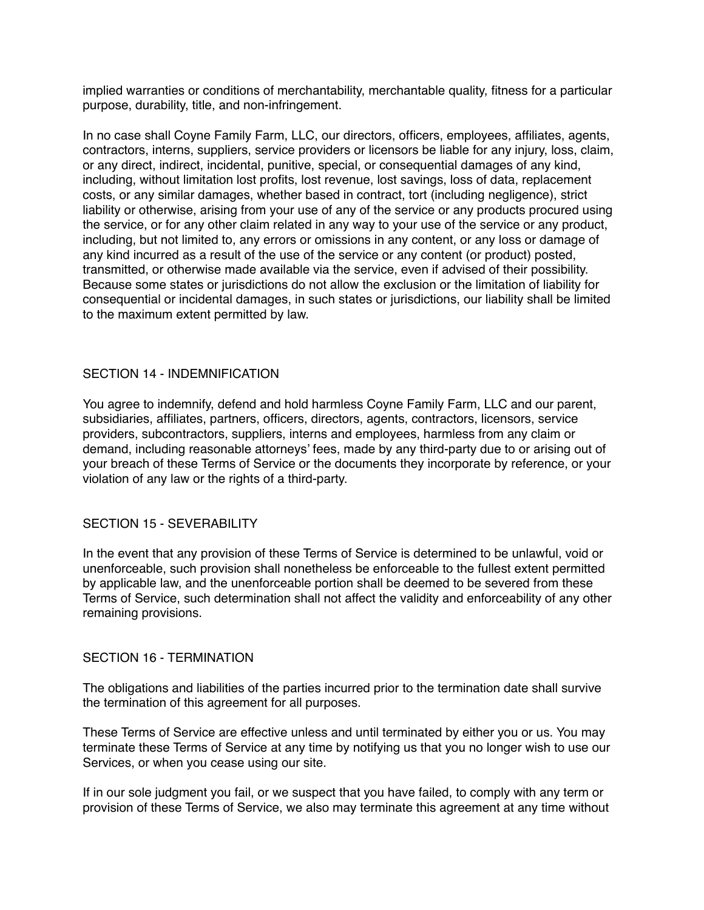implied warranties or conditions of merchantability, merchantable quality, fitness for a particular purpose, durability, title, and non-infringement.

In no case shall Coyne Family Farm, LLC, our directors, officers, employees, affiliates, agents, contractors, interns, suppliers, service providers or licensors be liable for any injury, loss, claim, or any direct, indirect, incidental, punitive, special, or consequential damages of any kind, including, without limitation lost profits, lost revenue, lost savings, loss of data, replacement costs, or any similar damages, whether based in contract, tort (including negligence), strict liability or otherwise, arising from your use of any of the service or any products procured using the service, or for any other claim related in any way to your use of the service or any product, including, but not limited to, any errors or omissions in any content, or any loss or damage of any kind incurred as a result of the use of the service or any content (or product) posted, transmitted, or otherwise made available via the service, even if advised of their possibility. Because some states or jurisdictions do not allow the exclusion or the limitation of liability for consequential or incidental damages, in such states or jurisdictions, our liability shall be limited to the maximum extent permitted by law.

## SECTION 14 - INDEMNIFICATION

You agree to indemnify, defend and hold harmless Coyne Family Farm, LLC and our parent, subsidiaries, affiliates, partners, officers, directors, agents, contractors, licensors, service providers, subcontractors, suppliers, interns and employees, harmless from any claim or demand, including reasonable attorneys' fees, made by any third-party due to or arising out of your breach of these Terms of Service or the documents they incorporate by reference, or your violation of any law or the rights of a third-party.

## SECTION 15 - SEVERABILITY

In the event that any provision of these Terms of Service is determined to be unlawful, void or unenforceable, such provision shall nonetheless be enforceable to the fullest extent permitted by applicable law, and the unenforceable portion shall be deemed to be severed from these Terms of Service, such determination shall not affect the validity and enforceability of any other remaining provisions.

## SECTION 16 - TERMINATION

The obligations and liabilities of the parties incurred prior to the termination date shall survive the termination of this agreement for all purposes.

These Terms of Service are effective unless and until terminated by either you or us. You may terminate these Terms of Service at any time by notifying us that you no longer wish to use our Services, or when you cease using our site.

If in our sole judgment you fail, or we suspect that you have failed, to comply with any term or provision of these Terms of Service, we also may terminate this agreement at any time without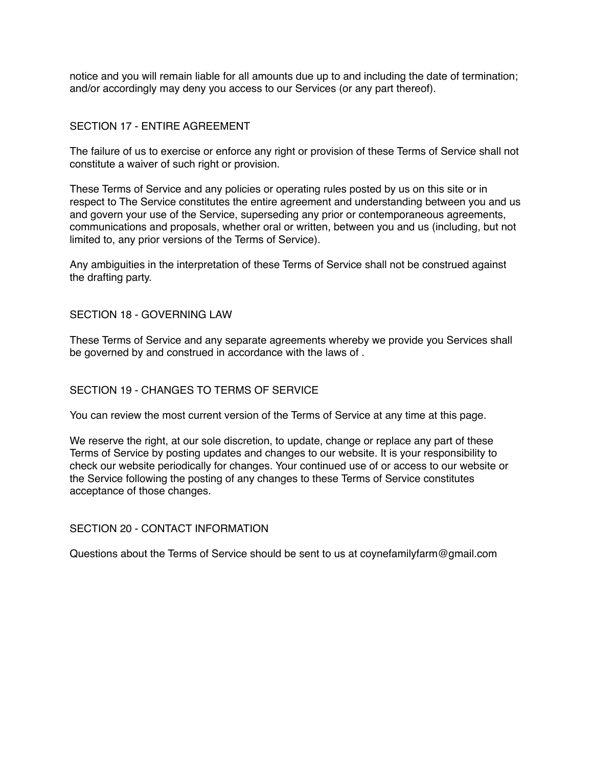notice and you will remain liable for all amounts due up to and including the date of termination; and/or accordingly may deny you access to our Services (or any part thereof).

## SECTION 17 - ENTIRE AGREEMENT

The failure of us to exercise or enforce any right or provision of these Terms of Service shall not constitute a waiver of such right or provision.

These Terms of Service and any policies or operating rules posted by us on this site or in respect to The Service constitutes the entire agreement and understanding between you and us and govern your use of the Service, superseding any prior or contemporaneous agreements, communications and proposals, whether oral or written, between you and us (including, but not limited to, any prior versions of the Terms of Service).

Any ambiguities in the interpretation of these Terms of Service shall not be construed against the drafting party.

## SECTION 18 - GOVERNING LAW

These Terms of Service and any separate agreements whereby we provide you Services shall be governed by and construed in accordance with the laws of .

## SECTION 19 - CHANGES TO TERMS OF SERVICE

You can review the most current version of the Terms of Service at any time at this page.

We reserve the right, at our sole discretion, to update, change or replace any part of these Terms of Service by posting updates and changes to our website. It is your responsibility to check our website periodically for changes. Your continued use of or access to our website or the Service following the posting of any changes to these Terms of Service constitutes acceptance of those changes.

## SECTION 20 - CONTACT INFORMATION

Questions about the Terms of Service should be sent to us at coynefamilyfarm@gmail.com